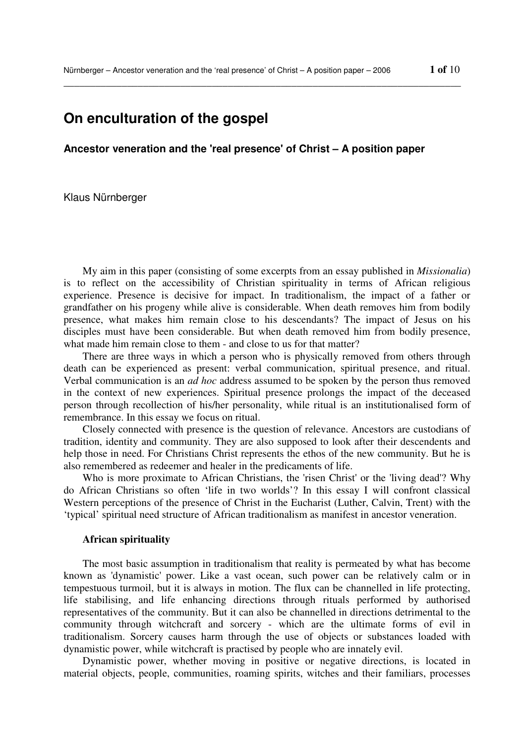# On enculturation of the gospel

## Ancestor veneration and the 'real presence' of Christ – A position paper

Klaus Nürnberger

My aim in this paper (consisting of some excerpts from an essay published in *Missionalia*) is to reflect on the accessibility of Christian spirituality in terms of African religious experience. Presence is decisive for impact. In traditionalism, the impact of a father or grandfather on his progeny while alive is considerable. When death removes him from bodily presence, what makes him remain close to his descendants? The impact of Jesus on his disciples must have been considerable. But when death removed him from bodily presence, what made him remain close to them - and close to us for that matter?

There are three ways in which a person who is physically removed from others through death can be experienced as present: verbal communication, spiritual presence, and ritual. Verbal communication is an *ad hoc* address assumed to be spoken by the person thus removed in the context of new experiences. Spiritual presence prolongs the impact of the deceased person through recollection of his/her personality, while ritual is an institutionalised form of remembrance. In this essay we focus on ritual.

Closely connected with presence is the question of relevance. Ancestors are custodians of tradition, identity and community. They are also supposed to look after their descendents and help those in need. For Christians Christ represents the ethos of the new community. But he is also remembered as redeemer and healer in the predicaments of life.

Who is more proximate to African Christians, the 'risen Christ' or the 'living dead'? Why do African Christians so often 'life in two worlds'? In this essay I will confront classical Western perceptions of the presence of Christ in the Eucharist (Luther, Calvin, Trent) with the 'typical' spiritual need structure of African traditionalism as manifest in ancestor veneration.

### African spirituality

The most basic assumption in traditionalism that reality is permeated by what has become known as 'dynamistic' power. Like a vast ocean, such power can be relatively calm or in tempestuous turmoil, but it is always in motion. The flux can be channelled in life protecting, life stabilising, and life enhancing directions through rituals performed by authorised representatives of the community. But it can also be channelled in directions detrimental to the community through witchcraft and sorcery - which are the ultimate forms of evil in traditionalism. Sorcery causes harm through the use of objects or substances loaded with dynamistic power, while witchcraft is practised by people who are innately evil.

Dynamistic power, whether moving in positive or negative directions, is located in material objects, people, communities, roaming spirits, witches and their familiars, processes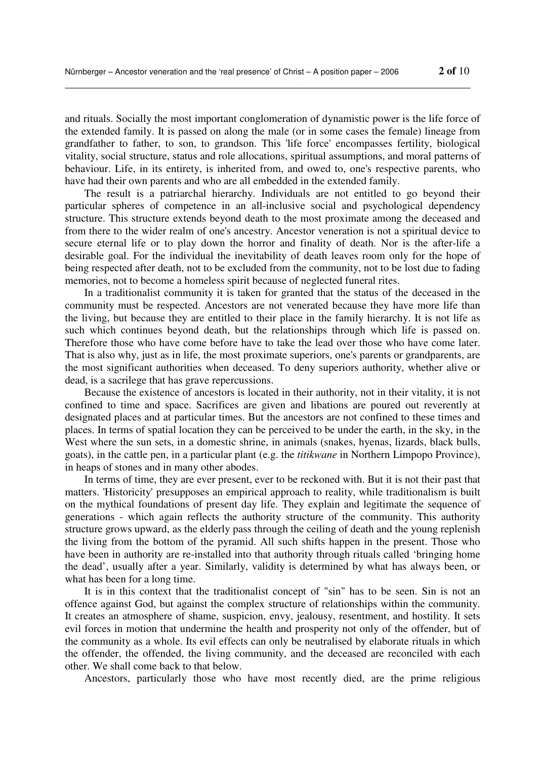and rituals. Socially the most important conglomeration of dynamistic power is the life force of the extended family. It is passed on along the male (or in some cases the female) lineage from grandfather to father, to son, to grandson. This 'life force' encompasses fertility, biological vitality, social structure, status and role allocations, spiritual assumptions, and moral patterns of behaviour. Life, in its entirety, is inherited from, and owed to, one's respective parents, who have had their own parents and who are all embedded in the extended family.

The result is a patriarchal hierarchy. Individuals are not entitled to go beyond their particular spheres of competence in an all-inclusive social and psychological dependency structure. This structure extends beyond death to the most proximate among the deceased and from there to the wider realm of one's ancestry. Ancestor veneration is not a spiritual device to secure eternal life or to play down the horror and finality of death. Nor is the after-life a desirable goal. For the individual the inevitability of death leaves room only for the hope of being respected after death, not to be excluded from the community, not to be lost due to fading memories, not to become a homeless spirit because of neglected funeral rites.

In a traditionalist community it is taken for granted that the status of the deceased in the community must be respected. Ancestors are not venerated because they have more life than the living, but because they are entitled to their place in the family hierarchy. It is not life as such which continues beyond death, but the relationships through which life is passed on. Therefore those who have come before have to take the lead over those who have come later. That is also why, just as in life, the most proximate superiors, one's parents or grandparents, are the most significant authorities when deceased. To deny superiors authority, whether alive or dead, is a sacrilege that has grave repercussions.

Because the existence of ancestors is located in their authority, not in their vitality, it is not confined to time and space. Sacrifices are given and libations are poured out reverently at designated places and at particular times. But the ancestors are not confined to these times and places. In terms of spatial location they can be perceived to be under the earth, in the sky, in the West where the sun sets, in a domestic shrine, in animals (snakes, hyenas, lizards, black bulls, goats), in the cattle pen, in a particular plant (e.g. the *titikwane* in Northern Limpopo Province), in heaps of stones and in many other abodes.

In terms of time, they are ever present, ever to be reckoned with. But it is not their past that matters. 'Historicity' presupposes an empirical approach to reality, while traditionalism is built on the mythical foundations of present day life. They explain and legitimate the sequence of generations - which again reflects the authority structure of the community. This authority structure grows upward, as the elderly pass through the ceiling of death and the young replenish the living from the bottom of the pyramid. All such shifts happen in the present. Those who have been in authority are re-installed into that authority through rituals called 'bringing home the dead', usually after a year. Similarly, validity is determined by what has always been, or what has been for a long time.

It is in this context that the traditionalist concept of "sin" has to be seen. Sin is not an offence against God, but against the complex structure of relationships within the community. It creates an atmosphere of shame, suspicion, envy, jealousy, resentment, and hostility. It sets evil forces in motion that undermine the health and prosperity not only of the offender, but of the community as a whole. Its evil effects can only be neutralised by elaborate rituals in which the offender, the offended, the living community, and the deceased are reconciled with each other. We shall come back to that below.

Ancestors, particularly those who have most recently died, are the prime religious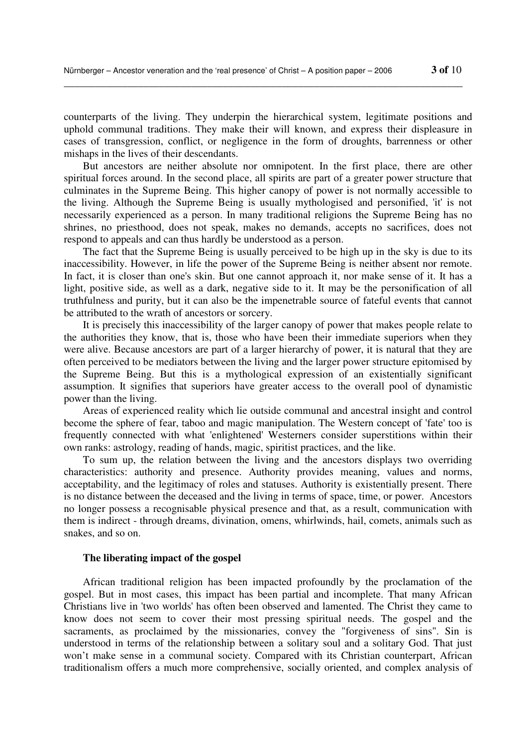counterparts of the living. They underpin the hierarchical system, legitimate positions and uphold communal traditions. They make their will known, and express their displeasure in cases of transgression, conflict, or negligence in the form of droughts, barrenness or other mishaps in the lives of their descendants.

But ancestors are neither absolute nor omnipotent. In the first place, there are other spiritual forces around. In the second place, all spirits are part of a greater power structure that culminates in the Supreme Being. This higher canopy of power is not normally accessible to the living. Although the Supreme Being is usually mythologised and personified, 'it' is not necessarily experienced as a person. In many traditional religions the Supreme Being has no shrines, no priesthood, does not speak, makes no demands, accepts no sacrifices, does not respond to appeals and can thus hardly be understood as a person.

The fact that the Supreme Being is usually perceived to be high up in the sky is due to its inaccessibility. However, in life the power of the Supreme Being is neither absent nor remote. In fact, it is closer than one's skin. But one cannot approach it, nor make sense of it. It has a light, positive side, as well as a dark, negative side to it. It may be the personification of all truthfulness and purity, but it can also be the impenetrable source of fateful events that cannot be attributed to the wrath of ancestors or sorcery.

It is precisely this inaccessibility of the larger canopy of power that makes people relate to the authorities they know, that is, those who have been their immediate superiors when they were alive. Because ancestors are part of a larger hierarchy of power, it is natural that they are often perceived to be mediators between the living and the larger power structure epitomised by the Supreme Being. But this is a mythological expression of an existentially significant assumption. It signifies that superiors have greater access to the overall pool of dynamistic power than the living.

Areas of experienced reality which lie outside communal and ancestral insight and control become the sphere of fear, taboo and magic manipulation. The Western concept of 'fate' too is frequently connected with what 'enlightened' Westerners consider superstitions within their own ranks: astrology, reading of hands, magic, spiritist practices, and the like.

To sum up, the relation between the living and the ancestors displays two overriding characteristics: authority and presence. Authority provides meaning, values and norms, acceptability, and the legitimacy of roles and statuses. Authority is existentially present. There is no distance between the deceased and the living in terms of space, time, or power. Ancestors no longer possess a recognisable physical presence and that, as a result, communication with them is indirect - through dreams, divination, omens, whirlwinds, hail, comets, animals such as snakes, and so on.

### The liberating impact of the gospel

African traditional religion has been impacted profoundly by the proclamation of the gospel. But in most cases, this impact has been partial and incomplete. That many African Christians live in 'two worlds' has often been observed and lamented. The Christ they came to know does not seem to cover their most pressing spiritual needs. The gospel and the sacraments, as proclaimed by the missionaries, convey the "forgiveness of sins". Sin is understood in terms of the relationship between a solitary soul and a solitary God. That just won't make sense in a communal society. Compared with its Christian counterpart, African traditionalism offers a much more comprehensive, socially oriented, and complex analysis of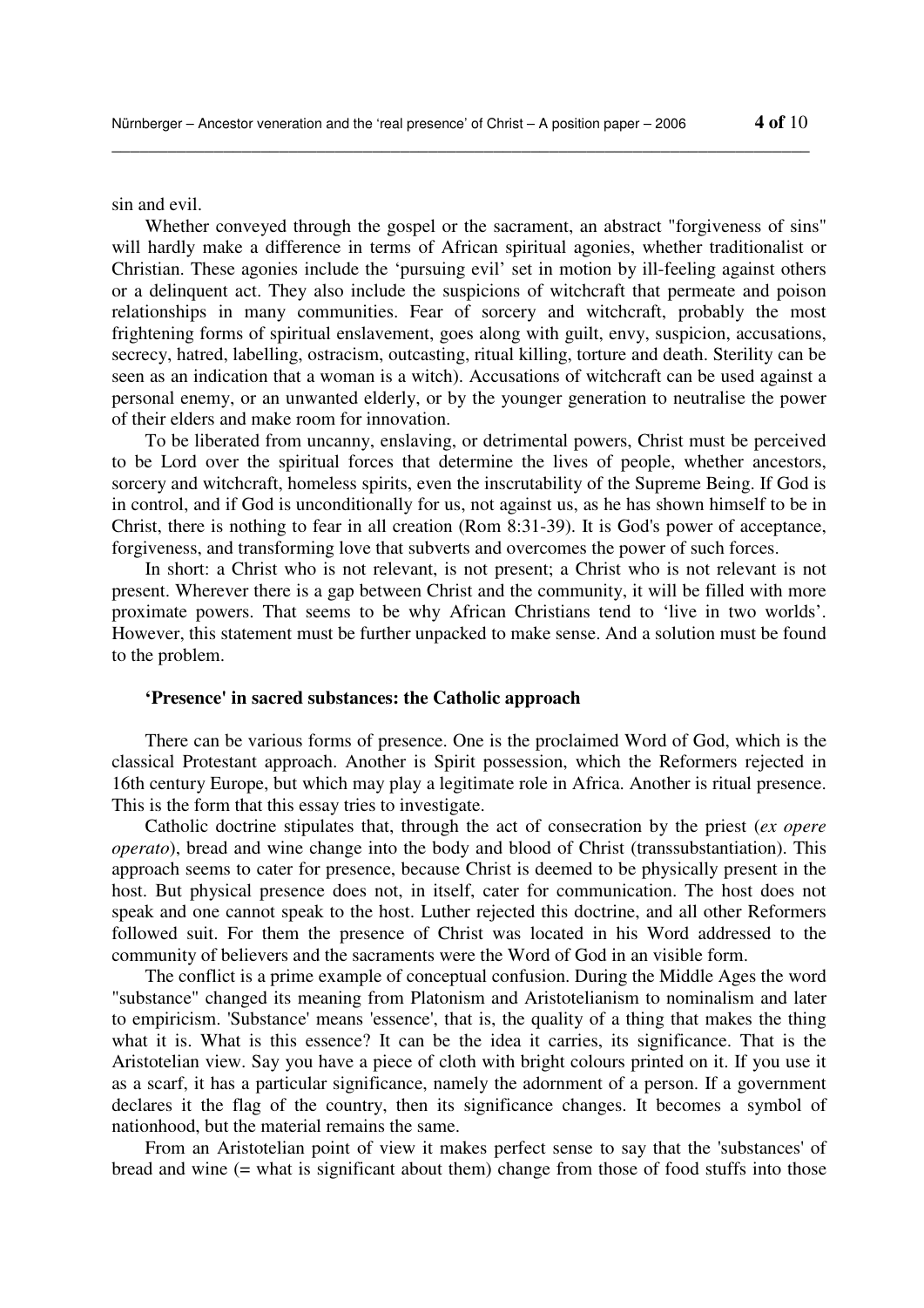sin and evil.

Whether conveyed through the gospel or the sacrament, an abstract "forgiveness of sins" will hardly make a difference in terms of African spiritual agonies, whether traditionalist or Christian. These agonies include the 'pursuing evil' set in motion by ill-feeling against others or a delinquent act. They also include the suspicions of witchcraft that permeate and poison relationships in many communities. Fear of sorcery and witchcraft, probably the most frightening forms of spiritual enslavement, goes along with guilt, envy, suspicion, accusations, secrecy, hatred, labelling, ostracism, outcasting, ritual killing, torture and death. Sterility can be seen as an indication that a woman is a witch). Accusations of witchcraft can be used against a personal enemy, or an unwanted elderly, or by the younger generation to neutralise the power of their elders and make room for innovation.

To be liberated from uncanny, enslaving, or detrimental powers, Christ must be perceived to be Lord over the spiritual forces that determine the lives of people, whether ancestors, sorcery and witchcraft, homeless spirits, even the inscrutability of the Supreme Being. If God is in control, and if God is unconditionally for us, not against us, as he has shown himself to be in Christ, there is nothing to fear in all creation (Rom 8:31-39). It is God's power of acceptance, forgiveness, and transforming love that subverts and overcomes the power of such forces.

In short: a Christ who is not relevant, is not present; a Christ who is not relevant is not present. Wherever there is a gap between Christ and the community, it will be filled with more proximate powers. That seems to be why African Christians tend to 'live in two worlds'. However, this statement must be further unpacked to make sense. And a solution must be found to the problem.

**'Presence' in sacred substances: the Catholic approach**

There can be various forms of presence. One is the proclaimed Word of God, which is the classical Protestant approach. Another is Spirit possession, which the Reformers rejected in 16th century Europe, but which may play a legitimate role in Africa. Another is ritual presence. This is the form that this essay tries to investigate.

Catholic doctrine stipulates that, through the act of consecration by the priest (*ex opere operato*), bread and wine change into the body and blood of Christ (transsubstantiation). This approach seems to cater for presence, because Christ is deemed to be physically present in the host. But physical presence does not, in itself, cater for communication. The host does not speak and one cannot speak to the host. Luther rejected this doctrine, and all other Reformers followed suit. For them the presence of Christ was located in his Word addressed to the community of believers and the sacraments were the Word of God in an visible form.

The conflict is a prime example of conceptual confusion. During the Middle Ages the word "substance" changed its meaning from Platonism and Aristotelianism to nominalism and later to empiricism. 'Substance' means 'essence', that is, the quality of a thing that makes the thing what it is. What is this essence? It can be the idea it carries, its significance. That is the Aristotelian view. Say you have a piece of cloth with bright colours printed on it. If you use it as a scarf, it has a particular significance, namely the adornment of a person. If a government declares it the flag of the country, then its significance changes. It becomes a symbol of nationhood, but the material remains the same.

From an Aristotelian point of view it makes perfect sense to say that the 'substances' of bread and wine (= what is significant about them) change from those of food stuffs into those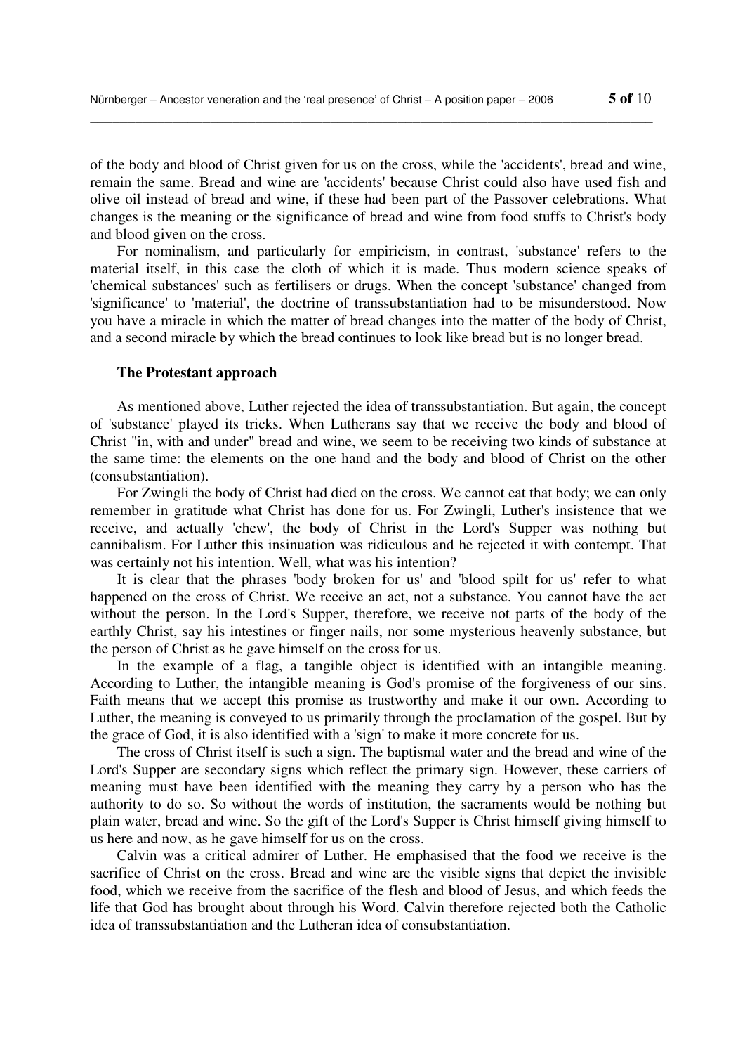of the body and blood of Christ given for us on the cross, while the 'accidents', bread and wine, remain the same. Bread and wine are 'accidents' because Christ could also have used fish and olive oil instead of bread and wine, if these had been part of the Passover celebrations. What changes is the meaning or the significance of bread and wine from food stuffs to Christ's body and blood given on the cross.

For nominalism, and particularly for empiricism, in contrast, 'substance' refers to the material itself, in this case the cloth of which it is made. Thus modern science speaks of 'chemical substances' such as fertilisers or drugs. When the concept 'substance' changed from 'significance' to 'material', the doctrine of transsubstantiation had to be misunderstood. Now you have a miracle in which the matter of bread changes into the matter of the body of Christ, and a second miracle by which the bread continues to look like bread but is no longer bread.

### The Protestant approach

As mentioned above, Luther rejected the idea of transsubstantiation. But again, the concept of 'substance' played its tricks. When Lutherans say that we receive the body and blood of Christ "in, with and under" bread and wine, we seem to be receiving two kinds of substance at the same time: the elements on the one hand and the body and blood of Christ on the other (consubstantiation).

For Zwingli the body of Christ had died on the cross. We cannot eat that body; we can only remember in gratitude what Christ has done for us. For Zwingli, Luther's insistence that we receive, and actually 'chew', the body of Christ in the Lord's Supper was nothing but cannibalism. For Luther this insinuation was ridiculous and he rejected it with contempt. That was certainly not his intention. Well, what was his intention?

It is clear that the phrases 'body broken for us' and 'blood spilt for us' refer to what happened on the cross of Christ. We receive an act, not a substance. You cannot have the act without the person. In the Lord's Supper, therefore, we receive not parts of the body of the earthly Christ, say his intestines or finger nails, nor some mysterious heavenly substance, but the person of Christ as he gave himself on the cross for us.

In the example of a flag, a tangible object is identified with an intangible meaning. According to Luther, the intangible meaning is God's promise of the forgiveness of our sins. Faith means that we accept this promise as trustworthy and make it our own. According to Luther, the meaning is conveyed to us primarily through the proclamation of the gospel. But by the grace of God, it is also identified with a 'sign' to make it more concrete for us.

The cross of Christ itself is such a sign. The baptismal water and the bread and wine of the Lord's Supper are secondary signs which reflect the primary sign. However, these carriers of meaning must have been identified with the meaning they carry by a person who has the authority to do so. So without the words of institution, the sacraments would be nothing but plain water, bread and wine. So the gift of the Lord's Supper is Christ himself giving himself to us here and now, as he gave himself for us on the cross.

Calvin was a critical admirer of Luther. He emphasised that the food we receive is the sacrifice of Christ on the cross. Bread and wine are the visible signs that depict the invisible food, which we receive from the sacrifice of the flesh and blood of Jesus, and which feeds the life that God has brought about through his Word. Calvin therefore rejected both the Catholic idea of transsubstantiation and the Lutheran idea of consubstantiation.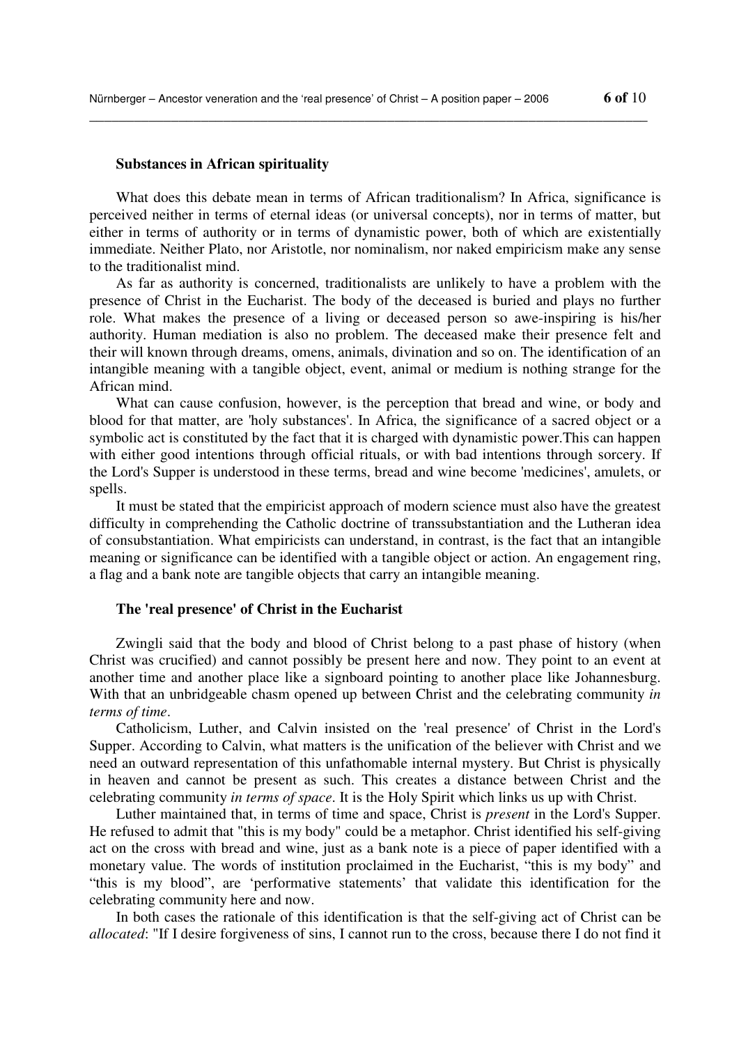### Substances in African spirituality

What does this debate mean in terms of African traditionalism? In Africa, significance is perceived neither in terms of eternal ideas (or universal concepts), nor in terms of matter, but either in terms of authority or in terms of dynamistic power, both of which are existentially immediate. Neither Plato, nor Aristotle, nor nominalism, nor naked empiricism make any sense to the traditionalist mind.

As far as authority is concerned, traditionalists are unlikely to have a problem with the presence of Christ in the Eucharist. The body of the deceased is buried and plays no further role. What makes the presence of a living or deceased person so awe-inspiring is his/her authority. Human mediation is also no problem. The deceased make their presence felt and their will known through dreams, omens, animals, divination and so on. The identification of an intangible meaning with a tangible object, event, animal or medium is nothing strange for the African mind.

What can cause confusion, however, is the perception that bread and wine, or body and blood for that matter, are 'holy substances'. In Africa, the significance of a sacred object or a symbolic act is constituted by the fact that it is charged with dynamistic power.This can happen with either good intentions through official rituals, or with bad intentions through sorcery. If the Lord's Supper is understood in these terms, bread and wine become 'medicines', amulets, or spells.

It must be stated that the empiricist approach of modern science must also have the greatest difficulty in comprehending the Catholic doctrine of transsubstantiation and the Lutheran idea of consubstantiation. What empiricists can understand, in contrast, is the fact that an intangible meaning or significance can be identified with a tangible object or action. An engagement ring, a flag and a bank note are tangible objects that carry an intangible meaning.

### The 'real presence' of Christ in the Eucharist

Zwingli said that the body and blood of Christ belong to a past phase of history (when Christ was crucified) and cannot possibly be present here and now. They point to an event at another time and another place like a signboard pointing to another place like Johannesburg. With that an unbridgeable chasm opened up between Christ and the celebrating community *in terms of time*.

Catholicism, Luther, and Calvin insisted on the 'real presence' of Christ in the Lord's Supper. According to Calvin, what matters is the unification of the believer with Christ and we need an outward representation of this unfathomable internal mystery. But Christ is physically in heaven and cannot be present as such. This creates a distance between Christ and the celebrating community *in terms of space*. It is the Holy Spirit which links us up with Christ.

Luther maintained that, in terms of time and space, Christ is *present* in the Lord's Supper. He refused to admit that "this is my body" could be a metaphor. Christ identified his self-giving act on the cross with bread and wine, just as a bank note is a piece of paper identified with a monetary value. The words of institution proclaimed in the Eucharist, "this is my body" and "this is my blood", are 'performative statements' that validate this identification for the celebrating community here and now.

In both cases the rationale of this identification is that the self-giving act of Christ can be *allocated*: "If I desire forgiveness of sins, I cannot run to the cross, because there I do not find it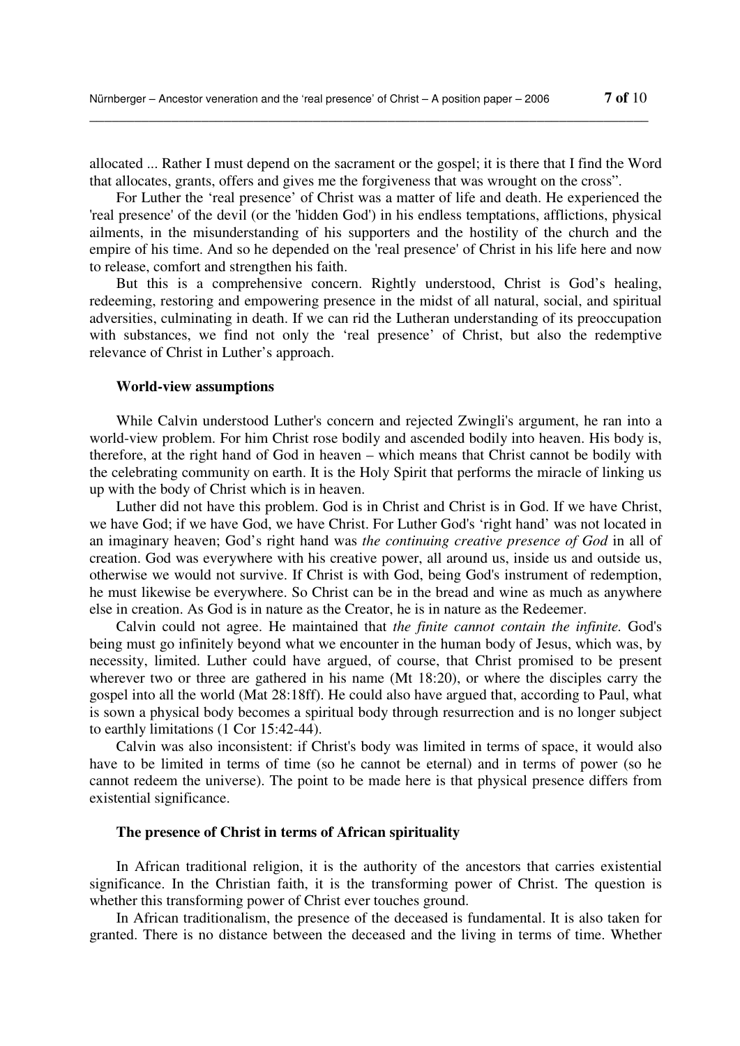allocated ... Rather I must depend on the sacrament or the gospel; it is there that I find the Word that allocates, grants, offers and gives me the forgiveness that was wrought on the cross".

For Luther the 'real presence' of Christ was a matter of life and death. He experienced the 'real presence' of the devil (or the 'hidden God') in his endless temptations, afflictions, physical ailments, in the misunderstanding of his supporters and the hostility of the church and the empire of his time. And so he depended on the 'real presence' of Christ in his life here and now to release, comfort and strengthen his faith.

But this is a comprehensive concern. Rightly understood, Christ is God's healing, redeeming, restoring and empowering presence in the midst of all natural, social, and spiritual adversities, culminating in death. If we can rid the Lutheran understanding of its preoccupation with substances, we find not only the 'real presence' of Christ, but also the redemptive relevance of Christ in Luther's approach.

### World-view assumptions

While Calvin understood Luther's concern and rejected Zwingli's argument, he ran into a world-view problem. For him Christ rose bodily and ascended bodily into heaven. His body is, therefore, at the right hand of God in heaven – which means that Christ cannot be bodily with the celebrating community on earth. It is the Holy Spirit that performs the miracle of linking us up with the body of Christ which is in heaven.

Luther did not have this problem. God is in Christ and Christ is in God. If we have Christ, we have God; if we have God, we have Christ. For Luther God's 'right hand' was not located in an imaginary heaven; God's right hand was *the continuing creative presence of God* in all of creation. God was everywhere with his creative power, all around us, inside us and outside us, otherwise we would not survive. If Christ is with God, being God's instrument of redemption, he must likewise be everywhere. So Christ can be in the bread and wine as much as anywhere else in creation. As God is in nature as the Creator, he is in nature as the Redeemer.

Calvin could not agree. He maintained that *the finite cannot contain the infinite*. God's being must go infinitely beyond what we encounter in the human body of Jesus, which was, by necessity, limited. Luther could have argued, of course, that Christ promised to be present wherever two or three are gathered in his name (Mt 18:20), or where the disciples carry the gospel into all the world (Mat 28:18ff). He could also have argued that, according to Paul, what is sown a physical body becomes a spiritual body through resurrection and is no longer subject to earthly limitations (1 Cor 15:42-44).

Calvin was also inconsistent: if Christ's body was limited in terms of space, it would also have to be limited in terms of time (so he cannot be eternal) and in terms of power (so he cannot redeem the universe). The point to be made here is that physical presence differs from existential significance.

### The presence of Christ in terms of African spirituality

In African traditional religion, it is the authority of the ancestors that carries existential significance. In the Christian faith, it is the transforming power of Christ. The question is whether this transforming power of Christ ever touches ground.

In African traditionalism, the presence of the deceased is fundamental. It is also taken for granted. There is no distance between the deceased and the living in terms of time. Whether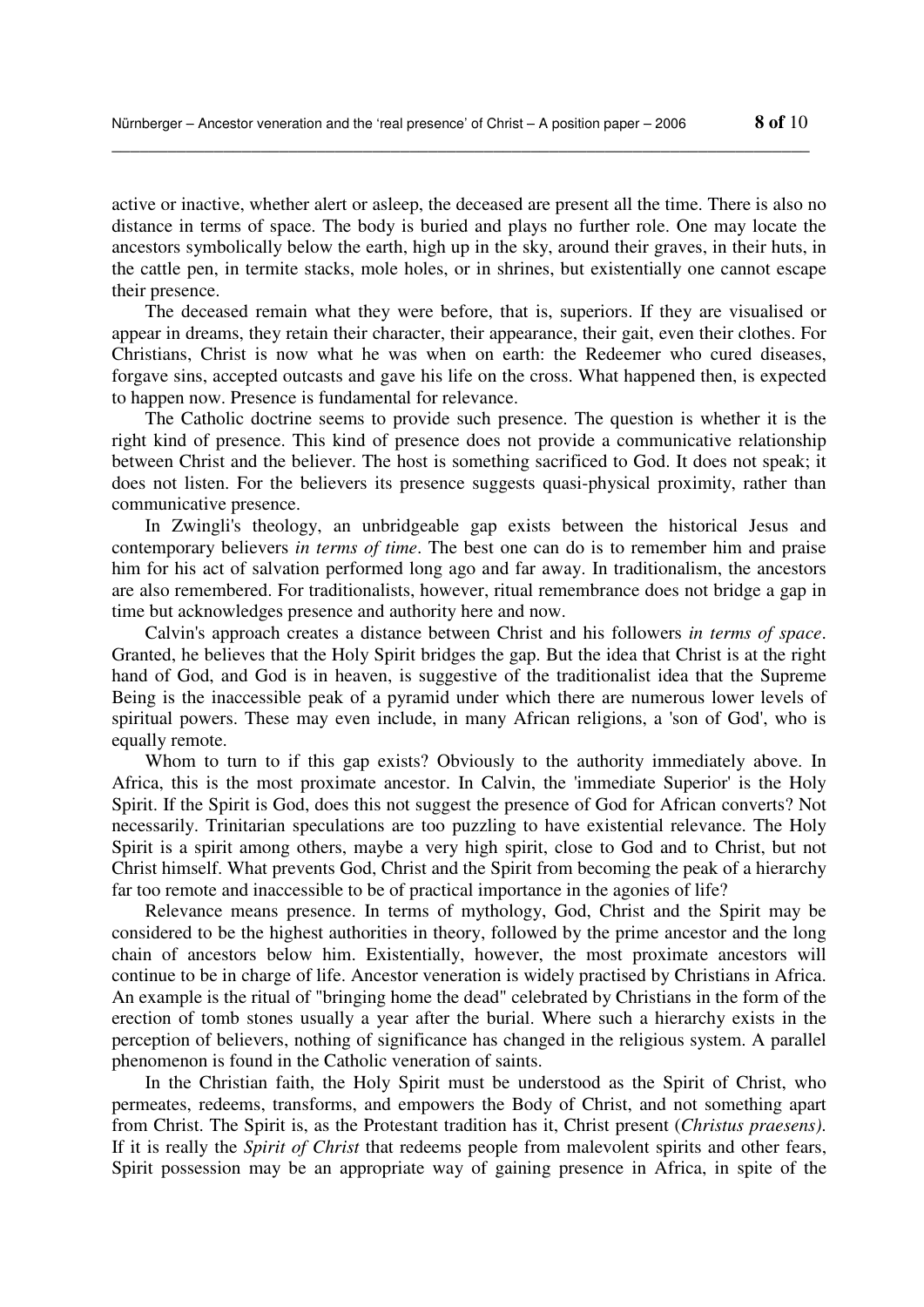active or inactive, whether alert or asleep, the deceased are present all the time. There is also no distance in terms of space. The body is buried and plays no further role. One may locate the ancestors symbolically below the earth, high up in the sky, around their graves, in their huts, in the cattle pen, in termite stacks, mole holes, or in shrines, but existentially one cannot escape their presence.

The deceased remain what they were before, that is, superiors. If they are visualised or appear in dreams, they retain their character, their appearance, their gait, even their clothes. For Christians, Christ is now what he was when on earth: the Redeemer who cured diseases, forgave sins, accepted outcasts and gave his life on the cross. What happened then, is expected to happen now. Presence is fundamental for relevance.

The Catholic doctrine seems to provide such presence. The question is whether it is the right kind of presence. This kind of presence does not provide a communicative relationship between Christ and the believer. The host is something sacrificed to God. It does not speak; it does not listen. For the believers its presence suggests quasi-physical proximity, rather than communicative presence.

In Zwingli's theology, an unbridgeable gap exists between the historical Jesus and contemporary believers *in terms of time*. The best one can do is to remember him and praise him for his act of salvation performed long ago and far away. In traditionalism, the ancestors are also remembered. For traditionalists, however, ritual remembrance does not bridge a gap in time but acknowledges presence and authority here and now.

Calvin's approach creates a distance between Christ and his followers *in terms of space*. Granted, he believes that the Holy Spirit bridges the gap. But the idea that Christ is at the right hand of God, and God is in heaven, is suggestive of the traditionalist idea that the Supreme Being is the inaccessible peak of a pyramid under which there are numerous lower levels of spiritual powers. These may even include, in many African religions, a 'son of God', who is equally remote.

Whom to turn to if this gap exists? Obviously to the authority immediately above. In Africa, this is the most proximate ancestor. In Calvin, the 'immediate Superior' is the Holy Spirit. If the Spirit is God, does this not suggest the presence of God for African converts? Not necessarily. Trinitarian speculations are too puzzling to have existential relevance. The Holy Spirit is a spirit among others, maybe a very high spirit, close to God and to Christ, but not Christ himself. What prevents God, Christ and the Spirit from becoming the peak of a hierarchy far too remote and inaccessible to be of practical importance in the agonies of life?

Relevance means presence. In terms of mythology, God, Christ and the Spirit may be considered to be the highest authorities in theory, followed by the prime ancestor and the long chain of ancestors below him. Existentially, however, the most proximate ancestors will continue to be in charge of life. Ancestor veneration is widely practised by Christians in Africa. An example is the ritual of "bringing home the dead" celebrated by Christians in the form of the erection of tomb stones usually a year after the burial. Where such a hierarchy exists in the perception of believers, nothing of significance has changed in the religious system. A parallel phenomenon is found in the Catholic veneration of saints.

In the Christian faith, the Holy Spirit must be understood as the Spirit of Christ, who permeates, redeems, transforms, and empowers the Body of Christ, and not something apart from Christ. The Spirit is, as the Protestant tradition has it, Christ present (*Christus praesens).* If it is really the *Spirit of Christ* that redeems people from malevolent spirits and other fears, Spirit possession may be an appropriate way of gaining presence in Africa, in spite of the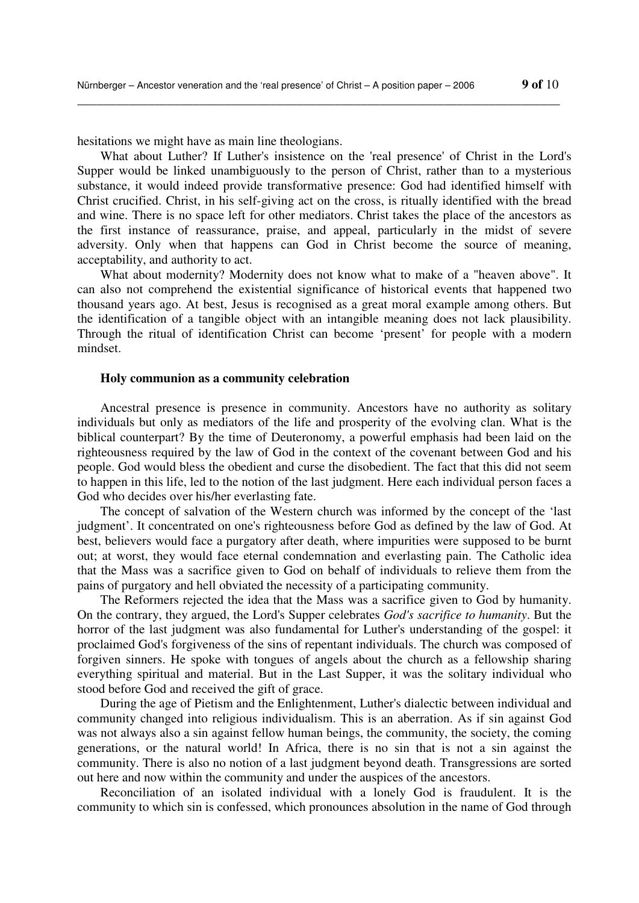hesitations we might have as main line theologians.

What about Luther? If Luther's insistence on the 'real presence' of Christ in the Lord's Supper would be linked unambiguously to the person of Christ, rather than to a mysterious substance, it would indeed provide transformative presence: God had identified himself with Christ crucified. Christ, in his self-giving act on the cross, is ritually identified with the bread and wine. There is no space left for other mediators. Christ takes the place of the ancestors as the first instance of reassurance, praise, and appeal, particularly in the midst of severe adversity. Only when that happens can God in Christ become the source of meaning, acceptability, and authority to act.

What about modernity? Modernity does not know what to make of a "heaven above". It can also not comprehend the existential significance of historical events that happened two thousand years ago. At best, Jesus is recognised as a great moral example among others. But the identification of a tangible object with an intangible meaning does not lack plausibility. Through the ritual of identification Christ can become 'present' for people with a modern mindset.

### Holy communion as a community celebration

Ancestral presence is presence in community. Ancestors have no authority as solitary individuals but only as mediators of the life and prosperity of the evolving clan. What is the biblical counterpart? By the time of Deuteronomy, a powerful emphasis had been laid on the righteousness required by the law of God in the context of the covenant between God and his people. God would bless the obedient and curse the disobedient. The fact that this did not seem to happen in this life, led to the notion of the last judgment. Here each individual person faces a God who decides over his/her everlasting fate.

The concept of salvation of the Western church was informed by the concept of the 'last judgment'. It concentrated on one's righteousness before God as defined by the law of God. At best, believers would face a purgatory after death, where impurities were supposed to be burnt out; at worst, they would face eternal condemnation and everlasting pain. The Catholic idea that the Mass was a sacrifice given to God on behalf of individuals to relieve them from the pains of purgatory and hell obviated the necessity of a participating community.

The Reformers rejected the idea that the Mass was a sacrifice given to God by humanity. On the contrary, they argued, the Lord's Supper celebrates *God's sacrifice to humanity*. But the horror of the last judgment was also fundamental for Luther's understanding of the gospel: it proclaimed God's forgiveness of the sins of repentant individuals. The church was composed of forgiven sinners. He spoke with tongues of angels about the church as a fellowship sharing everything spiritual and material. But in the Last Supper, it was the solitary individual who stood before God and received the gift of grace.

During the age of Pietism and the Enlightenment, Luther's dialectic between individual and community changed into religious individualism. This is an aberration. As if sin against God was not always also a sin against fellow human beings, the community, the society, the coming generations, or the natural world! In Africa, there is no sin that is not a sin against the community. There is also no notion of a last judgment beyond death. Transgressions are sorted out here and now within the community and under the auspices of the ancestors.

Reconciliation of an isolated individual with a lonely God is fraudulent. It is the community to which sin is confessed, which pronounces absolution in the name of God through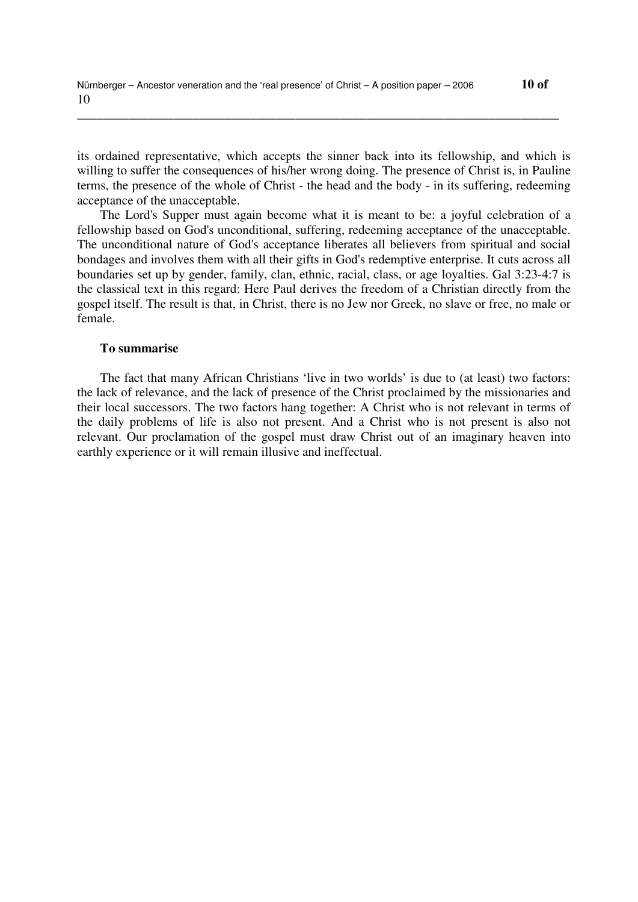its ordained representative, which accepts the sinner back into its fellowship, and which is willing to suffer the consequences of his/her wrong doing. The presence of Christ is, in Pauline terms, the presence of the whole of Christ - the head and the body - in its suffering, redeeming acceptance of the unacceptable.

The Lord's Supper must again become what it is meant to be: a joyful celebration of a fellowship based on God's unconditional, suffering, redeeming acceptance of the unacceptable. The unconditional nature of God's acceptance liberates all believers from spiritual and social bondages and involves them with all their gifts in God's redemptive enterprise. It cuts across all boundaries set up by gender, family, clan, ethnic, racial, class, or age loyalties. Gal 3:23-4:7 is the classical text in this regard: Here Paul derives the freedom of a Christian directly from the gospel itself. The result is that, in Christ, there is no Jew nor Greek, no slave or free, no male or female.

**To summarise**

The fact that many African Christians 'live in two worlds' is due to (at least) two factors: the lack of relevance, and the lack of presence of the Christ proclaimed by the missionaries and their local successors. The two factors hang together: A Christ who is not relevant in terms of the daily problems of life is also not present. And a Christ who is not present is also not relevant. Our proclamation of the gospel must draw Christ out of an imaginary heaven into earthly experience or it will remain illusive and ineffectual.